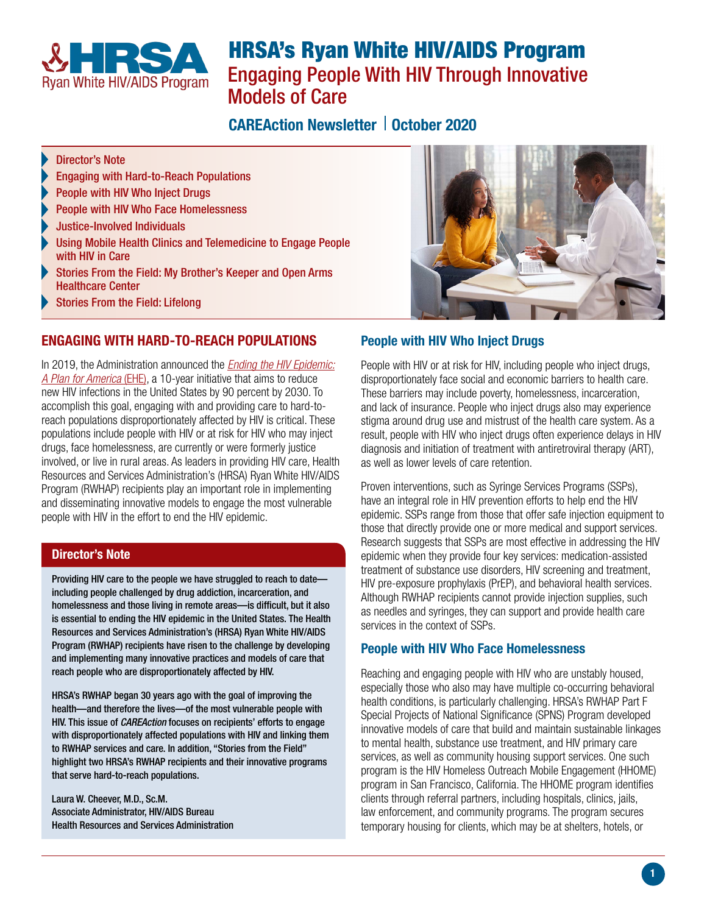# HRSA's Ryan White HIV/AIDS Program

## Engaging People With HIV Through Innovative Models of Care

**CAREAction Newsletter | October 2020**

- Director's Note
- Engaging with Hard-to-Reach Populations
- People with HIV Who Inject Drugs
- People with HIV Who Face Homelessness
- Justice-Involved Individuals
- Using Mobile Health Clinics and Telemedicine to Engage People with HIV in Care
- Stories From the Field: My Brother's Keeper and Open Arms Healthcare Center
- Stories From the Field: Lifelong

## ENGAGING WITH HARD-TO-REACH POPULATIONS

In 2019, the Administration announced the *Ending the HIV Epidemic: A Plan for America* (EHE), a 10-year initiative that aims to reduce new HIV infections in the United States by 90 percent by 2030. To accomplish this goal, engaging with and providing care to hard-to-reach populations disproportionately affected by HIV is critical. These populations include people with HIV or at risk for HIV who may inject drugs, face homelessness, are currently or were formerly justice involved, or live in rural areas. As leaders in providing HIV care, Health Resources and Services Administration's (HRSA) Ryan White HIV/AIDS Program (RWHAP) recipients play an important role in implementing and disseminating innovative models to engage the most vulnerable people with HIV in the effort to end the HIV epidemic.

### Director's Note

**Providing HIV care to the people we have struggled to reach to date—including people challenged by drug addiction, incarceration, and homelessness and those living in remote areas—is difficult, but it also is essential to ending the HIV epidemic in the United States. The Health Resources and Services Administration's (HRSA) Ryan White HIV/AIDS Program (RWHAP) recipients have risen to the challenge by developing and implementing many innovative practices and models of care that reach people who are disproportionately affected by HIV.**

**HRSA's RWHAP began 30 years ago with the goal of improving the health—and therefore the lives—of the most vulnerable people with HIV. This issue of *CAREAction* focuses on recipients' efforts to engage with disproportionately affected populations with HIV and linking them to RWHAP services and care. In addition, "Stories from the Field" highlight two HRSA's RWHAP recipients and their innovative programs that serve hard-to-reach populations.**

**Laura W. Cheever, M.D., Sc.M.**
**Associate Administrator, HIV/AIDS Bureau**
**Health Resources and Services Administration**

### People with HIV Who Inject Drugs

People with HIV or at risk for HIV, including people who inject drugs, disproportionately face social and economic barriers to health care. These barriers may include poverty, homelessness, incarceration, and lack of insurance. People who inject drugs also may experience stigma around drug use and mistrust of the health care system. As a result, people with HIV who inject drugs often experience delays in HIV diagnosis and initiation of treatment with antiretroviral therapy (ART), as well as lower levels of care retention.

Proven interventions, such as Syringe Services Programs (SSPs), have an integral role in HIV prevention efforts to help end the HIV epidemic. SSPs range from those that offer safe injection equipment to those that directly provide one or more medical and support services. Research suggests that SSPs are most effective in addressing the HIV epidemic when they provide four key services: medication-assisted treatment of substance use disorders, HIV screening and treatment, HIV pre-exposure prophylaxis (PrEP), and behavioral health services. Although RWHAP recipients cannot provide injection supplies, such as needles and syringes, they can support and provide health care services in the context of SSPs.

### People with HIV Who Face Homelessness

Reaching and engaging people with HIV who are unstably housed, especially those who also may have multiple co-occurring behavioral health conditions, is particularly challenging. HRSA's RWHAP Part F Special Projects of National Significance (SPNS) Program developed innovative models of care that build and maintain sustainable linkages to mental health, substance use treatment, and HIV primary care services, as well as community housing support services. One such program is the HIV Homeless Outreach Mobile Engagement (HHOME) program in San Francisco, California. The HHOME program identifies clients through referral partners, including hospitals, clinics, jails, law enforcement, and community programs. The program secures temporary housing for clients, which may be at shelters, hotels, or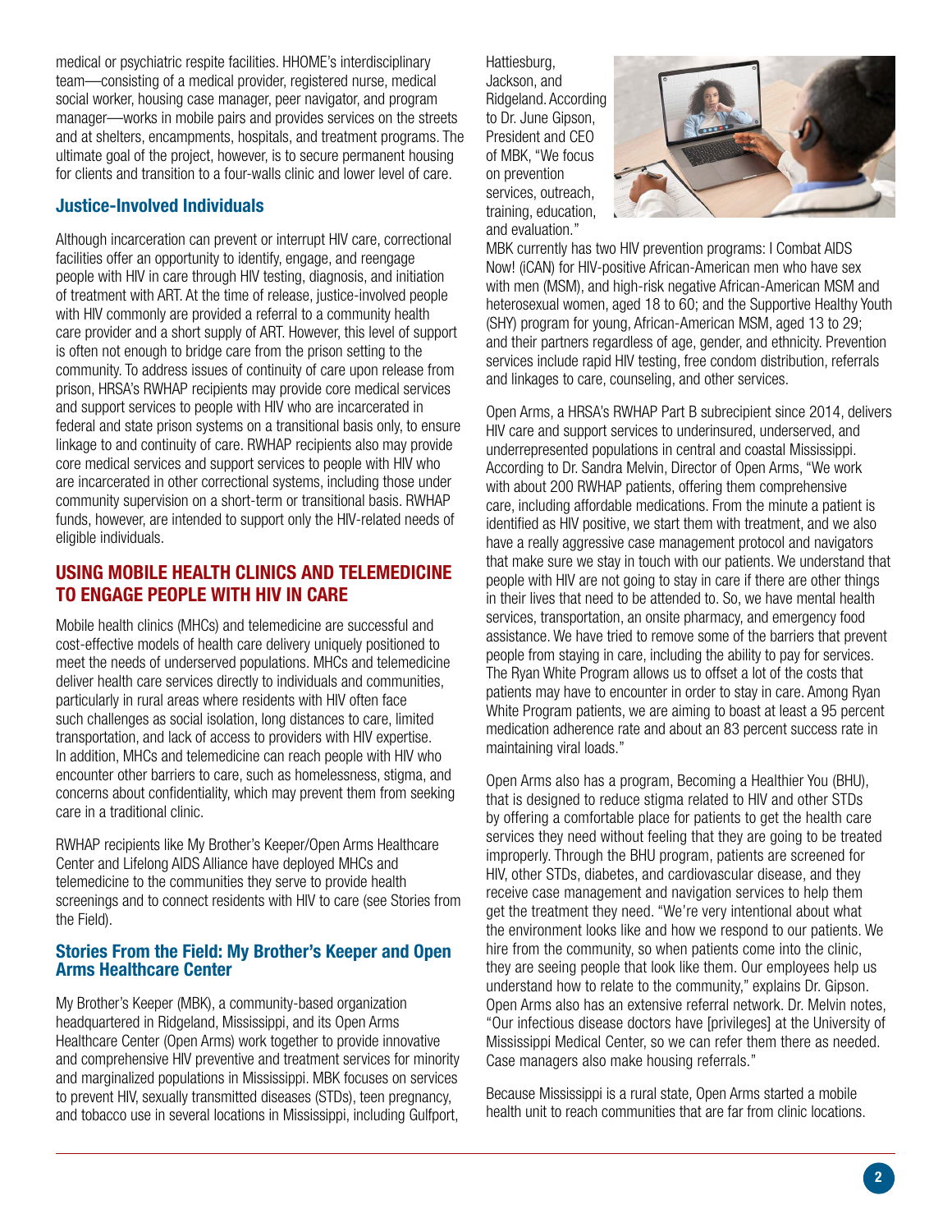medical or psychiatric respite facilities. HHOME's interdisciplinary team—consisting of a medical provider, registered nurse, medical social worker, housing case manager, peer navigator, and program manager—works in mobile pairs and provides services on the streets and at shelters, encampments, hospitals, and treatment programs. The ultimate goal of the project, however, is to secure permanent housing for clients and transition to a four-walls clinic and lower level of care.

### Justice-Involved Individuals

Although incarceration can prevent or interrupt HIV care, correctional facilities offer an opportunity to identify, engage, and reengage people with HIV in care through HIV testing, diagnosis, and initiation of treatment with ART. At the time of release, justice-involved people with HIV commonly are provided a referral to a community health care provider and a short supply of ART. However, this level of support is often not enough to bridge care from the prison setting to the community. To address issues of continuity of care upon release from prison, HRSA's RWHAP recipients may provide core medical services and support services to people with HIV who are incarcerated in federal and state prison systems on a transitional basis only, to ensure linkage to and continuity of care. RWHAP recipients also may provide core medical services and support services to people with HIV who are incarcerated in other correctional systems, including those under community supervision on a short-term or transitional basis. RWHAP funds, however, are intended to support only the HIV-related needs of eligible individuals.

## USING MOBILE HEALTH CLINICS AND TELEMEDICINE TO ENGAGE PEOPLE WITH HIV IN CARE

Mobile health clinics (MHCs) and telemedicine are successful and cost-effective models of health care delivery uniquely positioned to meet the needs of underserved populations. MHCs and telemedicine deliver health care services directly to individuals and communities, particularly in rural areas where residents with HIV often face such challenges as social isolation, long distances to care, limited transportation, and lack of access to providers with HIV expertise. In addition, MHCs and telemedicine can reach people with HIV who encounter other barriers to care, such as homelessness, stigma, and concerns about confidentiality, which may prevent them from seeking care in a traditional clinic.

RWHAP recipients like My Brother's Keeper/Open Arms Healthcare Center and Lifelong AIDS Alliance have deployed MHCs and telemedicine to the communities they serve to provide health screenings and to connect residents with HIV to care (see Stories from the Field).

### Stories From the Field: My Brother's Keeper and Open Arms Healthcare Center

My Brother's Keeper (MBK), a community-based organization headquartered in Ridgeland, Mississippi, and its Open Arms Healthcare Center (Open Arms) work together to provide innovative and comprehensive HIV preventive and treatment services for minority and marginalized populations in Mississippi. MBK focuses on services to prevent HIV, sexually transmitted diseases (STDs), teen pregnancy, and tobacco use in several locations in Mississippi, including Gulfport, Hattiesburg, Jackson, and Ridgeland. According to Dr. June Gipson, President and CEO of MBK, "We focus on prevention services, outreach, training, education, and evaluation."

MBK currently has two HIV prevention programs: I Combat AIDS Now! (iCAN) for HIV-positive African-American men who have sex with men (MSM), and high-risk negative African-American MSM and heterosexual women, aged 18 to 60; and the Supportive Healthy Youth (SHY) program for young, African-American MSM, aged 13 to 29; and their partners regardless of age, gender, and ethnicity. Prevention services include rapid HIV testing, free condom distribution, referrals and linkages to care, counseling, and other services.

Open Arms, a HRSA's RWHAP Part B subrecipient since 2014, delivers HIV care and support services to underinsured, underserved, and underrepresented populations in central and coastal Mississippi. According to Dr. Sandra Melvin, Director of Open Arms, "We work with about 200 RWHAP patients, offering them comprehensive care, including affordable medications. From the minute a patient is identified as HIV positive, we start them with treatment, and we also have a really aggressive case management protocol and navigators that make sure we stay in touch with our patients. We understand that people with HIV are not going to stay in care if there are other things in their lives that need to be attended to. So, we have mental health services, transportation, an onsite pharmacy, and emergency food assistance. We have tried to remove some of the barriers that prevent people from staying in care, including the ability to pay for services. The Ryan White Program allows us to offset a lot of the costs that patients may have to encounter in order to stay in care. Among Ryan White Program patients, we are aiming to boast at least a 95 percent medication adherence rate and about an 83 percent success rate in maintaining viral loads."

Open Arms also has a program, Becoming a Healthier You (BHU), that is designed to reduce stigma related to HIV and other STDs by offering a comfortable place for patients to get the health care services they need without feeling that they are going to be treated improperly. Through the BHU program, patients are screened for HIV, other STDs, diabetes, and cardiovascular disease, and they receive case management and navigation services to help them get the treatment they need. "We're very intentional about what the environment looks like and how we respond to our patients. We hire from the community, so when patients come into the clinic, they are seeing people that look like them. Our employees help us understand how to relate to the community," explains Dr. Gipson. Open Arms also has an extensive referral network. Dr. Melvin notes, "Our infectious disease doctors have [privileges] at the University of Mississippi Medical Center, so we can refer them there as needed. Case managers also make housing referrals."

Because Mississippi is a rural state, Open Arms started a mobile health unit to reach communities that are far from clinic locations.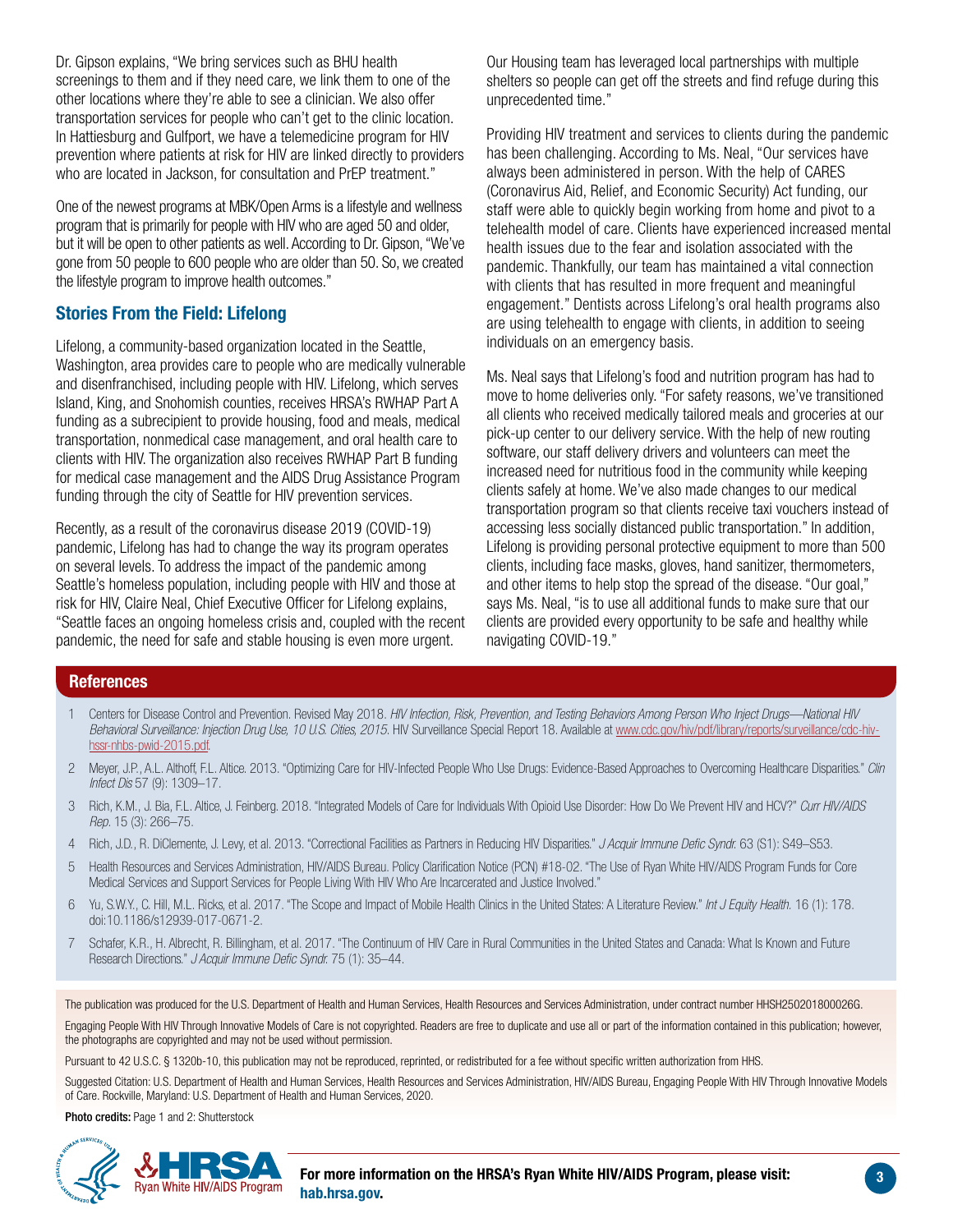Dr. Gipson explains, "We bring services such as BHU health screenings to them and if they need care, we link them to one of the other locations where they're able to see a clinician. We also offer transportation services for people who can't get to the clinic location. In Hattiesburg and Gulfport, we have a telemedicine program for HIV prevention where patients at risk for HIV are linked directly to providers who are located in Jackson, for consultation and PrEP treatment."

One of the newest programs at MBK/Open Arms is a lifestyle and wellness program that is primarily for people with HIV who are aged 50 and older, but it will be open to other patients as well. According to Dr. Gipson, "We've gone from 50 people to 600 people who are older than 50. So, we created the lifestyle program to improve health outcomes."

## Stories From the Field: Lifelong

Lifelong, a community-based organization located in the Seattle, Washington, area provides care to people who are medically vulnerable and disenfranchised, including people with HIV. Lifelong, which serves Island, King, and Snohomish counties, receives HRSA's RWHAP Part A funding as a subrecipient to provide housing, food and meals, medical transportation, nonmedical case management, and oral health care to clients with HIV. The organization also receives RWHAP Part B funding for medical case management and the AIDS Drug Assistance Program funding through the city of Seattle for HIV prevention services.

Recently, as a result of the coronavirus disease 2019 (COVID-19) pandemic, Lifelong has had to change the way its program operates on several levels. To address the impact of the pandemic among Seattle's homeless population, including people with HIV and those at risk for HIV, Claire Neal, Chief Executive Officer for Lifelong explains, "Seattle faces an ongoing homeless crisis and, coupled with the recent pandemic, the need for safe and stable housing is even more urgent. Our Housing team has leveraged local partnerships with multiple shelters so people can get off the streets and find refuge during this unprecedented time."

Providing HIV treatment and services to clients during the pandemic has been challenging. According to Ms. Neal, "Our services have always been administered in person. With the help of CARES (Coronavirus Aid, Relief, and Economic Security) Act funding, our staff were able to quickly begin working from home and pivot to a telehealth model of care. Clients have experienced increased mental health issues due to the fear and isolation associated with the pandemic. Thankfully, our team has maintained a vital connection with clients that has resulted in more frequent and meaningful engagement." Dentists across Lifelong's oral health programs also are using telehealth to engage with clients, in addition to seeing individuals on an emergency basis.

Ms. Neal says that Lifelong's food and nutrition program has had to move to home deliveries only. "For safety reasons, we've transitioned all clients who received medically tailored meals and groceries at our pick-up center to our delivery service. With the help of new routing software, our staff delivery drivers and volunteers can meet the increased need for nutritious food in the community while keeping clients safely at home. We've also made changes to our medical transportation program so that clients receive taxi vouchers instead of accessing less socially distanced public transportation." In addition, Lifelong is providing personal protective equipment to more than 500 clients, including face masks, gloves, hand sanitizer, thermometers, and other items to help stop the spread of the disease. "Our goal," says Ms. Neal, "is to use all additional funds to make sure that our clients are provided every opportunity to be safe and healthy while navigating COVID-19."

## References

1. Centers for Disease Control and Prevention. Revised May 2018. *HIV Infection, Risk, Prevention, and Testing Behaviors Among Person Who Inject Drugs—National HIV Behavioral Surveillance: Injection Drug Use, 10 U.S. Cities, 2015*. HIV Surveillance Special Report 18. Available at www.cdc.gov/hiv/pdf/library/reports/surveillance/cdc-hiv-hssr-nhbs-pwid-2015.pdf.
2. Meyer, J.P., A.L. Althoff, F.L. Altice. 2013. "Optimizing Care for HIV-Infected People Who Use Drugs: Evidence-Based Approaches to Overcoming Healthcare Disparities." *Clin Infect Dis* 57 (9): 1309–17.
3. Rich, K.M., J. Bia, F.L. Altice, J. Feinberg. 2018. "Integrated Models of Care for Individuals With Opioid Use Disorder: How Do We Prevent HIV and HCV?" *Curr HIV/AIDS Rep.* 15 (3): 266–75.
4. Rich, J.D., R. DiClemente, J. Levy, et al. 2013. "Correctional Facilities as Partners in Reducing HIV Disparities." *J Acquir Immune Defic Syndr.* 63 (S1): S49–S53.
5. Health Resources and Services Administration, HIV/AIDS Bureau. Policy Clarification Notice (PCN) #18-02. "The Use of Ryan White HIV/AIDS Program Funds for Core Medical Services and Support Services for People Living With HIV Who Are Incarcerated and Justice Involved."
6. Yu, S.W.Y., C. Hill, M.L. Ricks, et al. 2017. "The Scope and Impact of Mobile Health Clinics in the United States: A Literature Review." *Int J Equity Health.* 16 (1): 178. doi:10.1186/s12939-017-0671-2.
7. Schafer, K.R., H. Albrecht, R. Billingham, et al. 2017. "The Continuum of HIV Care in Rural Communities in the United States and Canada: What Is Known and Future Research Directions." *J Acquir Immune Defic Syndr.* 75 (1): 35–44.

The publication was produced for the U.S. Department of Health and Human Services, Health Resources and Services Administration, under contract number HHSH250201800026G.

Engaging People With HIV Through Innovative Models of Care is not copyrighted. Readers are free to duplicate and use all or part of the information contained in this publication; however, the photographs are copyrighted and may not be used without permission.

Pursuant to 42 U.S.C. § 1320b-10, this publication may not be reproduced, reprinted, or redistributed for a fee without specific written authorization from HHS.

Suggested Citation: U.S. Department of Health and Human Services, Health Resources and Services Administration, HIV/AIDS Bureau, Engaging People With HIV Through Innovative Models of Care. Rockville, Maryland: U.S. Department of Health and Human Services, 2020.

**Photo credits:** Page 1 and 2: Shutterstock

HRSA Ryan White HIV/AIDS Program

**For more information on the HRSA's Ryan White HIV/AIDS Program, please visit: hab.hrsa.gov.**